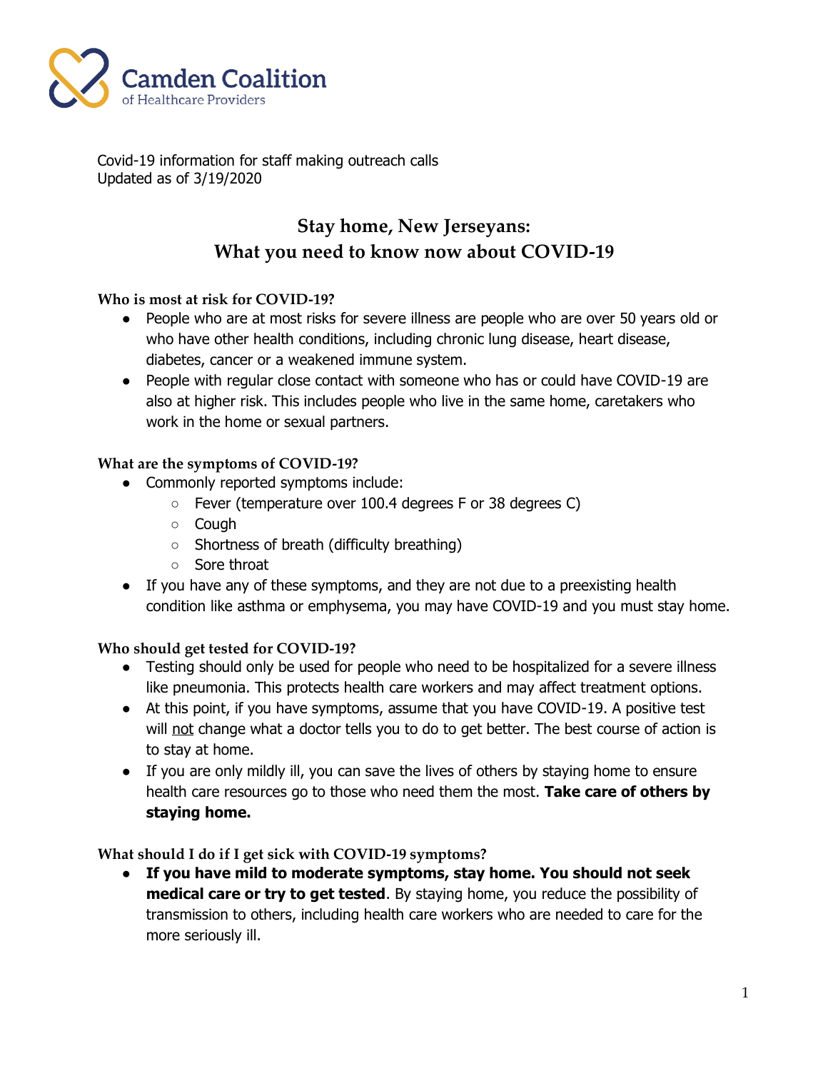Camden Coalition of Healthcare Providers

Covid-19 information for staff making outreach calls
Updated as of 3/19/2020

# Stay home, New Jerseyans: What you need to know now about COVID-19

### Who is most at risk for COVID-19?

- People who are at most risks for severe illness are people who are over 50 years old or who have other health conditions, including chronic lung disease, heart disease, diabetes, cancer or a weakened immune system.
- People with regular close contact with someone who has or could have COVID-19 are also at higher risk. This includes people who live in the same home, caretakers who work in the home or sexual partners.

### What are the symptoms of COVID-19?

- Commonly reported symptoms include:
  - Fever (temperature over 100.4 degrees F or 38 degrees C)
  - Cough
  - Shortness of breath (difficulty breathing)
  - Sore throat
- If you have any of these symptoms, and they are not due to a preexisting health condition like asthma or emphysema, you may have COVID-19 and you must stay home.

### Who should get tested for COVID-19?

- Testing should only be used for people who need to be hospitalized for a severe illness like pneumonia. This protects health care workers and may affect treatment options.
- At this point, if you have symptoms, assume that you have COVID-19. A positive test will not change what a doctor tells you to do to get better. The best course of action is to stay at home.
- If you are only mildly ill, you can save the lives of others by staying home to ensure health care resources go to those who need them the most. **Take care of others by staying home.**

### What should I do if I get sick with COVID-19 symptoms?

- **If you have mild to moderate symptoms, stay home. You should not seek medical care or try to get tested**. By staying home, you reduce the possibility of transmission to others, including health care workers who are needed to care for the more seriously ill.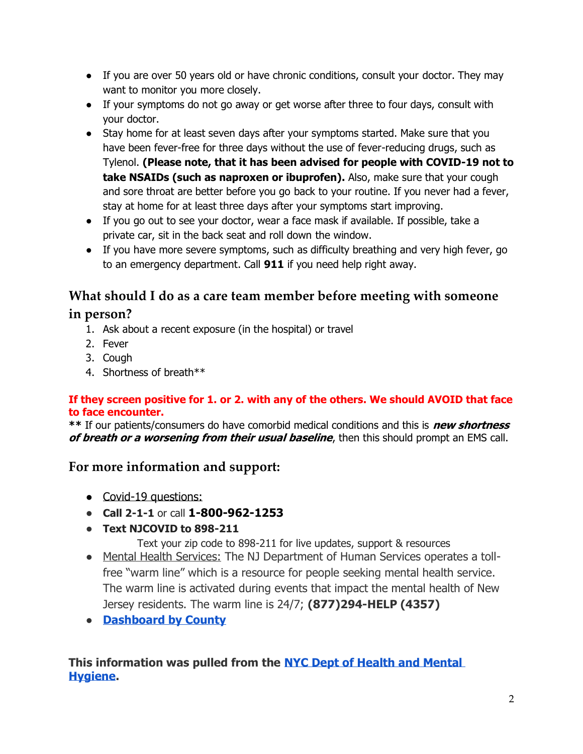- If you are over 50 years old or have chronic conditions, consult your doctor. They may want to monitor you more closely.
- If your symptoms do not go away or get worse after three to four days, consult with your doctor.
- Stay home for at least seven days after your symptoms started. Make sure that you have been fever-free for three days without the use of fever-reducing drugs, such as Tylenol. **(Please note, that it has been advised for people with COVID-19 not to take NSAIDs (such as naproxen or ibuprofen).** Also, make sure that your cough and sore throat are better before you go back to your routine. If you never had a fever, stay at home for at least three days after your symptoms start improving.
- If you go out to see your doctor, wear a face mask if available. If possible, take a private car, sit in the back seat and roll down the window.
- If you have more severe symptoms, such as difficulty breathing and very high fever, go to an emergency department. Call **911** if you need help right away.

## What should I do as a care team member before meeting with someone in person?

1. Ask about a recent exposure (in the hospital) or travel
2. Fever
3. Cough
4. Shortness of breath**

**If they screen positive for 1. or 2. with any of the others. We should AVOID that face to face encounter.**

**** If our patients/consumers do have comorbid medical conditions and this is ***new shortness of breath or a worsening from their usual baseline***, then this should prompt an EMS call.

## For more information and support:

- Covid-19 questions:
- **Call 2-1-1** or call **1-800-962-1253**
- **Text NJCOVID to 898-211**

  Text your zip code to 898-211 for live updates, support & resources
- Mental Health Services: The NJ Department of Human Services operates a toll-free "warm line" which is a resource for people seeking mental health service. The warm line is activated during events that impact the mental health of New Jersey residents. The warm line is 24/7; **(877)294-HELP (4357)**
- **Dashboard by County**

**This information was pulled from the NYC Dept of Health and Mental Hygiene.**